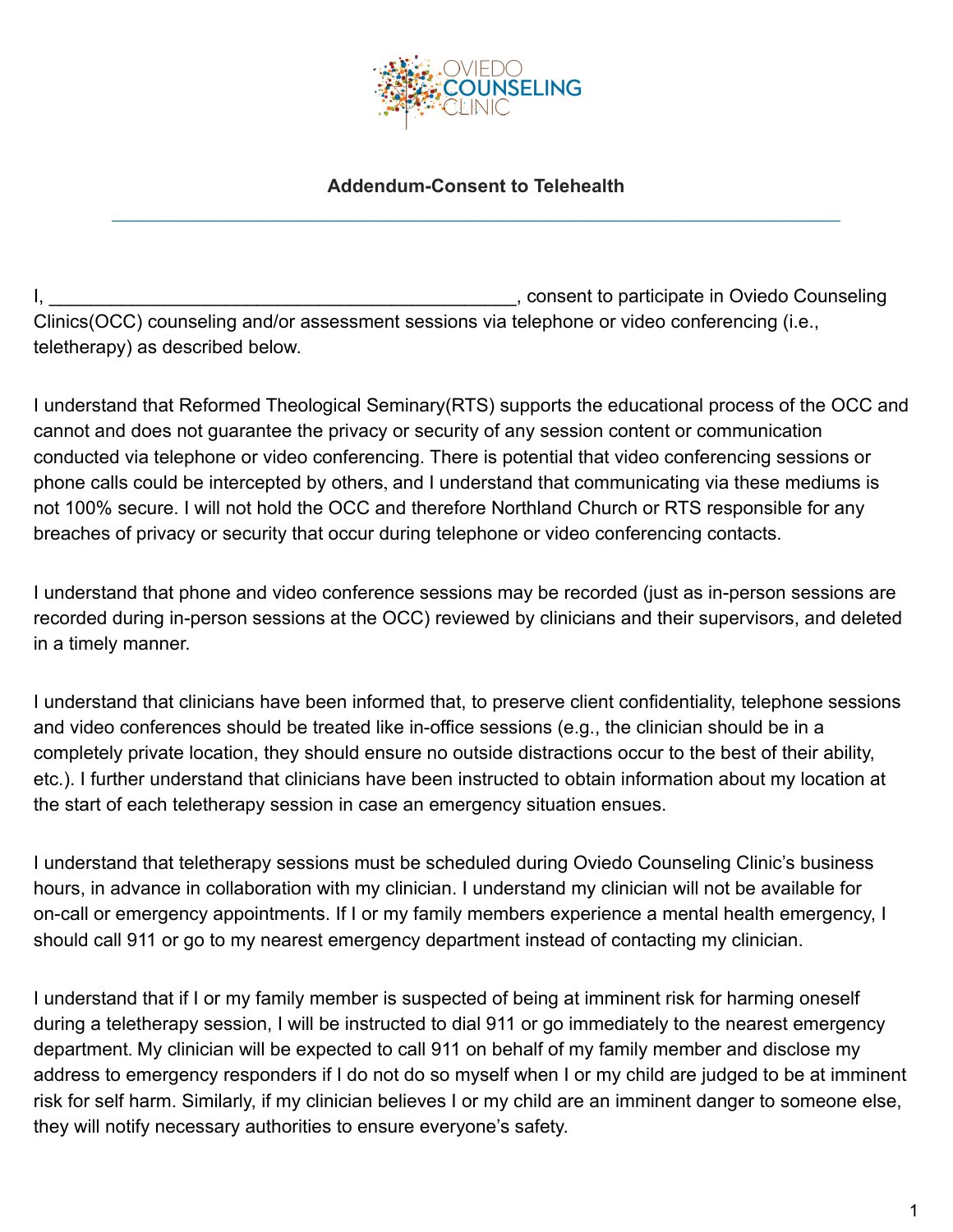OVIEDO COUNSELING CLINIC

## Addendum-Consent to Telehealth

---

I, ______________________________________________, consent to participate in Oviedo Counseling Clinics(OCC) counseling and/or assessment sessions via telephone or video conferencing (i.e., teletherapy) as described below.

I understand that Reformed Theological Seminary(RTS) supports the educational process of the OCC and cannot and does not guarantee the privacy or security of any session content or communication conducted via telephone or video conferencing. There is potential that video conferencing sessions or phone calls could be intercepted by others, and I understand that communicating via these mediums is not 100% secure. I will not hold the OCC and therefore Northland Church or RTS responsible for any breaches of privacy or security that occur during telephone or video conferencing contacts.

I understand that phone and video conference sessions may be recorded (just as in-person sessions are recorded during in-person sessions at the OCC) reviewed by clinicians and their supervisors, and deleted in a timely manner.

I understand that clinicians have been informed that, to preserve client confidentiality, telephone sessions and video conferences should be treated like in-office sessions (e.g., the clinician should be in a completely private location, they should ensure no outside distractions occur to the best of their ability, etc.). I further understand that clinicians have been instructed to obtain information about my location at the start of each teletherapy session in case an emergency situation ensues.

I understand that teletherapy sessions must be scheduled during Oviedo Counseling Clinic's business hours, in advance in collaboration with my clinician. I understand my clinician will not be available for on-call or emergency appointments. If I or my family members experience a mental health emergency, I should call 911 or go to my nearest emergency department instead of contacting my clinician.

I understand that if I or my family member is suspected of being at imminent risk for harming oneself during a teletherapy session, I will be instructed to dial 911 or go immediately to the nearest emergency department. My clinician will be expected to call 911 on behalf of my family member and disclose my address to emergency responders if I do not do so myself when I or my child are judged to be at imminent risk for self harm. Similarly, if my clinician believes I or my child are an imminent danger to someone else, they will notify necessary authorities to ensure everyone's safety.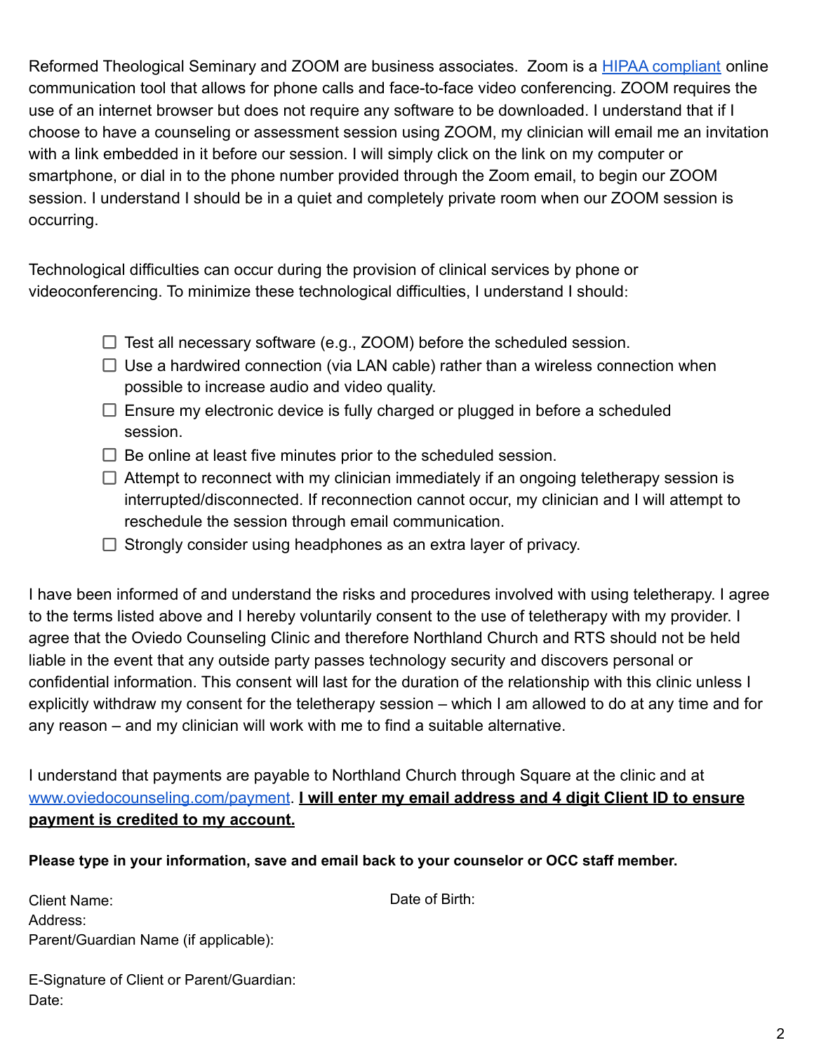Reformed Theological Seminary and ZOOM are business associates. Zoom is a [HIPAA compliant](#) online communication tool that allows for phone calls and face-to-face video conferencing. ZOOM requires the use of an internet browser but does not require any software to be downloaded. I understand that if I choose to have a counseling or assessment session using ZOOM, my clinician will email me an invitation with a link embedded in it before our session. I will simply click on the link on my computer or smartphone, or dial in to the phone number provided through the Zoom email, to begin our ZOOM session. I understand I should be in a quiet and completely private room when our ZOOM session is occurring.

Technological difficulties can occur during the provision of clinical services by phone or videoconferencing. To minimize these technological difficulties, I understand I should:

- ☐ Test all necessary software (e.g., ZOOM) before the scheduled session.
- ☐ Use a hardwired connection (via LAN cable) rather than a wireless connection when possible to increase audio and video quality.
- ☐ Ensure my electronic device is fully charged or plugged in before a scheduled session.
- ☐ Be online at least five minutes prior to the scheduled session.
- ☐ Attempt to reconnect with my clinician immediately if an ongoing teletherapy session is interrupted/disconnected. If reconnection cannot occur, my clinician and I will attempt to reschedule the session through email communication.
- ☐ Strongly consider using headphones as an extra layer of privacy.

I have been informed of and understand the risks and procedures involved with using teletherapy. I agree to the terms listed above and I hereby voluntarily consent to the use of teletherapy with my provider. I agree that the Oviedo Counseling Clinic and therefore Northland Church and RTS should not be held liable in the event that any outside party passes technology security and discovers personal or confidential information. This consent will last for the duration of the relationship with this clinic unless I explicitly withdraw my consent for the teletherapy session – which I am allowed to do at any time and for any reason – and my clinician will work with me to find a suitable alternative.

I understand that payments are payable to Northland Church through Square at the clinic and at [www.oviedocounseling.com/payment](http://www.oviedocounseling.com/payment). **I will enter my email address and 4 digit Client ID to ensure payment is credited to my account.**

**Please type in your information, save and email back to your counselor or OCC staff member.**

Client Name:

Date of Birth:

Address:

Parent/Guardian Name (if applicable):

E-Signature of Client or Parent/Guardian:

Date: